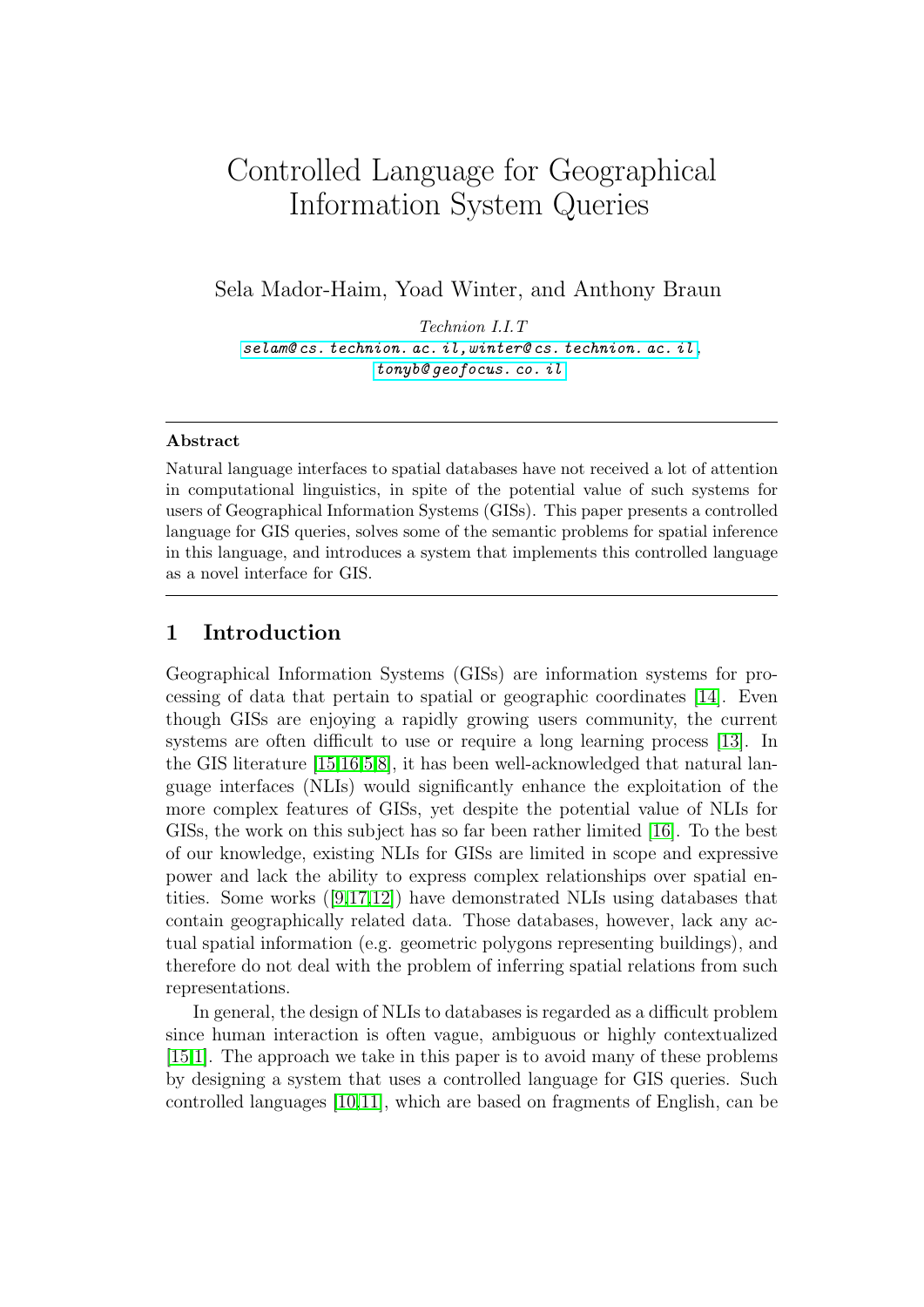# Controlled Language for Geographical Information System Queries

Sela Mador-Haim, Yoad Winter, and Anthony Braun

*Technion I.I.T*

selam@cs.technion.ac.il, winter@cs.technion.ac.il, tonyb@geofocus.co.il

**Abstract**

Natural language interfaces to spatial databases have not received a lot of attention in computational linguistics, in spite of the potential value of such systems for users of Geographical Information Systems (GISs). This paper presents a controlled language for GIS queries, solves some of the semantic problems for spatial inference in this language, and introduces a system that implements this controlled language as a novel interface for GIS.

## 1 Introduction

Geographical Information Systems (GISs) are information systems for processing of data that pertain to spatial or geographic coordinates [14]. Even though GISs are enjoying a rapidly growing users community, the current systems are often difficult to use or require a long learning process [13]. In the GIS literature [15,16,5,8], it has been well-acknowledged that natural language interfaces (NLIs) would significantly enhance the exploitation of the more complex features of GISs, yet despite the potential value of NLIs for GISs, the work on this subject has so far been rather limited [16]. To the best of our knowledge, existing NLIs for GISs are limited in scope and expressive power and lack the ability to express complex relationships over spatial entities. Some works ([9,17,12]) have demonstrated NLIs using databases that contain geographically related data. Those databases, however, lack any actual spatial information (e.g. geometric polygons representing buildings), and therefore do not deal with the problem of inferring spatial relations from such representations.

In general, the design of NLIs to databases is regarded as a difficult problem since human interaction is often vague, ambiguous or highly contextualized [15,1]. The approach we take in this paper is to avoid many of these problems by designing a system that uses a controlled language for GIS queries. Such controlled languages [10,11], which are based on fragments of English, can be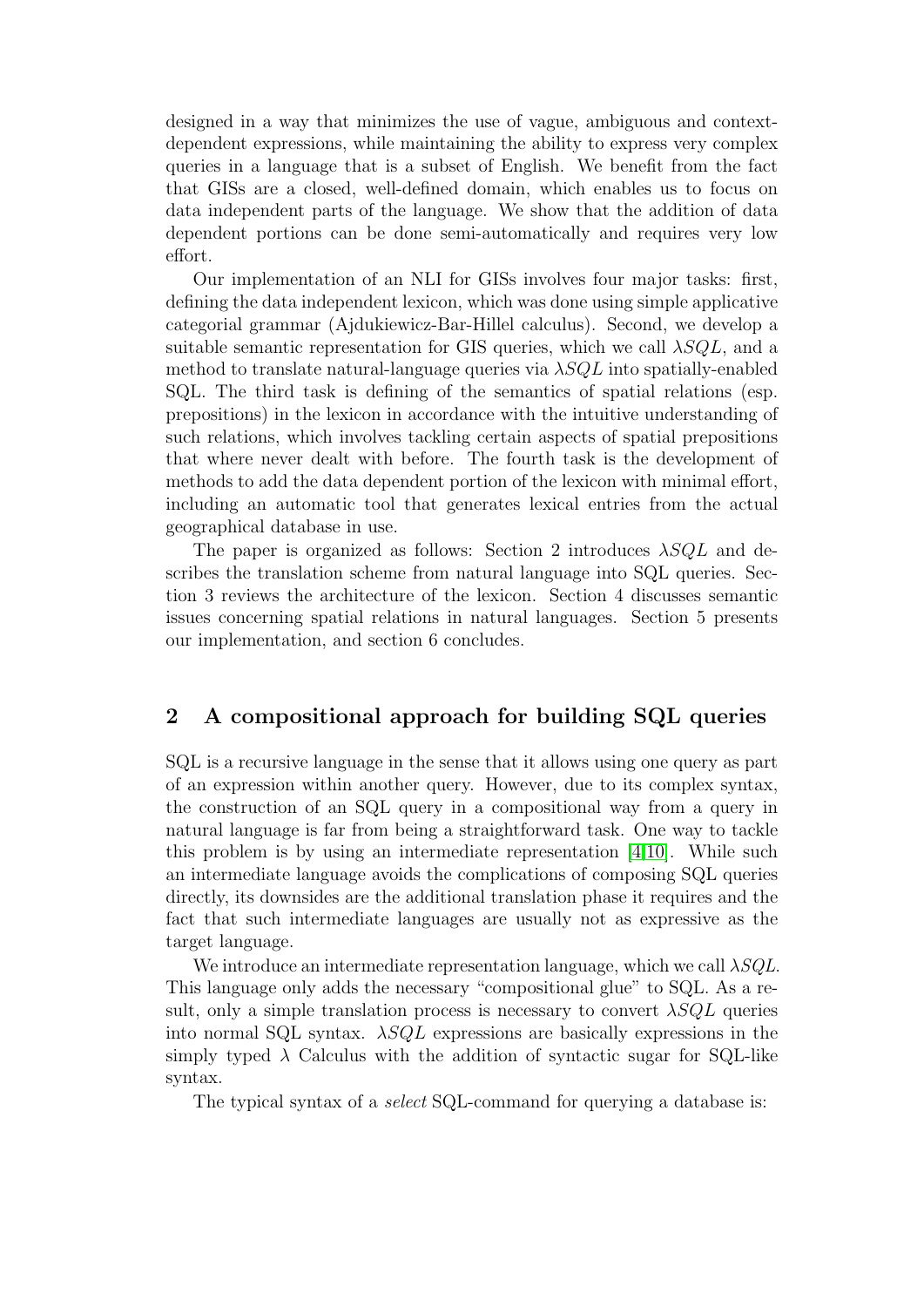designed in a way that minimizes the use of vague, ambiguous and context-dependent expressions, while maintaining the ability to express very complex queries in a language that is a subset of English. We benefit from the fact that GISs are a closed, well-defined domain, which enables us to focus on data independent parts of the language. We show that the addition of data dependent portions can be done semi-automatically and requires very low effort.

Our implementation of an NLI for GISs involves four major tasks: first, defining the data independent lexicon, which was done using simple applicative categorial grammar (Ajdukiewicz-Bar-Hillel calculus). Second, we develop a suitable semantic representation for GIS queries, which we call $\lambda SQL$, and a method to translate natural-language queries via $\lambda SQL$ into spatially-enabled SQL. The third task is defining of the semantics of spatial relations (esp. prepositions) in the lexicon in accordance with the intuitive understanding of such relations, which involves tackling certain aspects of spatial prepositions that where never dealt with before. The fourth task is the development of methods to add the data dependent portion of the lexicon with minimal effort, including an automatic tool that generates lexical entries from the actual geographical database in use.

The paper is organized as follows: Section 2 introduces $\lambda SQL$ and describes the translation scheme from natural language into SQL queries. Section 3 reviews the architecture of the lexicon. Section 4 discusses semantic issues concerning spatial relations in natural languages. Section 5 presents our implementation, and section 6 concludes.

## 2 A compositional approach for building SQL queries

SQL is a recursive language in the sense that it allows using one query as part of an expression within another query. However, due to its complex syntax, the construction of an SQL query in a compositional way from a query in natural language is far from being a straightforward task. One way to tackle this problem is by using an intermediate representation [4,10]. While such an intermediate language avoids the complications of composing SQL queries directly, its downsides are the additional translation phase it requires and the fact that such intermediate languages are usually not as expressive as the target language.

We introduce an intermediate representation language, which we call $\lambda SQL$. This language only adds the necessary "compositional glue" to SQL. As a result, only a simple translation process is necessary to convert $\lambda SQL$ queries into normal SQL syntax. $\lambda SQL$ expressions are basically expressions in the simply typed $\lambda$ Calculus with the addition of syntactic sugar for SQL-like syntax.

The typical syntax of a *select* SQL-command for querying a database is: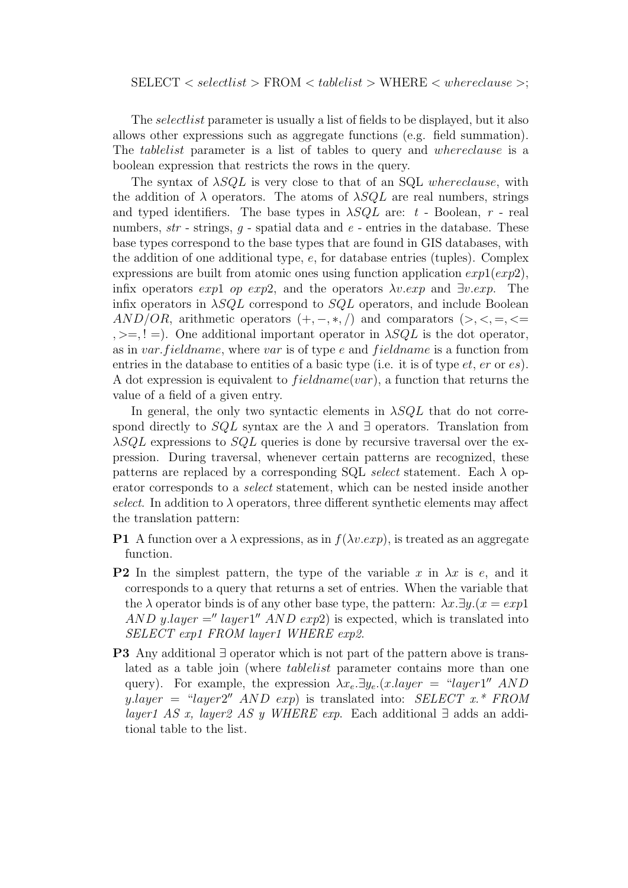SELECT $<$ *selectlist* $>$ FROM $<$ *tablelist* $>$ WHERE $<$ *whereclause* $>$;

The *selectlist* parameter is usually a list of fields to be displayed, but it also allows other expressions such as aggregate functions (e.g. field summation). The *tablelist* parameter is a list of tables to query and *whereclause* is a boolean expression that restricts the rows in the query.

The syntax of $\lambda SQL$ is very close to that of an SQL *whereclause*, with the addition of $\lambda$ operators. The atoms of $\lambda SQL$ are real numbers, strings and typed identifiers. The base types in $\lambda SQL$ are: $t$ - Boolean, $r$ - real numbers, $str$ - strings, $g$ - spatial data and $e$ - entries in the database. These base types correspond to the base types that are found in GIS databases, with the addition of one additional type, $e$, for database entries (tuples). Complex expressions are built from atomic ones using function application $exp1(exp2)$, infix operators $exp1$ $op$ $exp2$, and the operators $\lambda v.exp$ and $\exists v.exp$. The infix operators in $\lambda SQL$ correspond to $SQL$ operators, and include Boolean $AND/OR$, arithmetic operators $(+, -, *, /)$ and comparators $(>, <, =, <=, >=, !=)$. One additional important operator in $\lambda SQL$ is the dot operator, as in $var.fieldname$, where $var$ is of type $e$ and $fieldname$ is a function from entries in the database to entities of a basic type (i.e. it is of type $et$, $er$ or $es$). A dot expression is equivalent to $fieldname(var)$, a function that returns the value of a field of a given entry.

In general, the only two syntactic elements in $\lambda SQL$ that do not correspond directly to $SQL$ syntax are the $\lambda$ and $\exists$ operators. Translation from $\lambda SQL$ expressions to $SQL$ queries is done by recursive traversal over the expression. During traversal, whenever certain patterns are recognized, these patterns are replaced by a corresponding SQL *select* statement. Each $\lambda$ operator corresponds to a *select* statement, which can be nested inside another *select*. In addition to $\lambda$ operators, three different synthetic elements may affect the translation pattern:

**P1** A function over a $\lambda$ expressions, as in $f(\lambda v.exp)$, is treated as an aggregate function.

**P2** In the simplest pattern, the type of the variable $x$ in $\lambda x$ is $e$, and it corresponds to a query that returns a set of entries. When the variable that the $\lambda$ operator binds is of any other base type, the pattern: $\lambda x.\exists y.(x = exp1$ $AND$ $y.layer ='' layer1''$ $AND$ $exp2)$ is expected, which is translated into *SELECT exp1 FROM layer1 WHERE exp2*.

**P3** Any additional $\exists$ operator which is not part of the pattern above is translated as a table join (where *tablelist* parameter contains more than one query). For example, the expression $\lambda x_e.\exists y_e.(x.layer = \text{``}layer1''$ $AND$ $y.layer = \text{``}layer2''$ $AND$ $exp)$ is translated into: *SELECT x.\* FROM layer1 AS x, layer2 AS y WHERE exp*. Each additional $\exists$ adds an additional table to the list.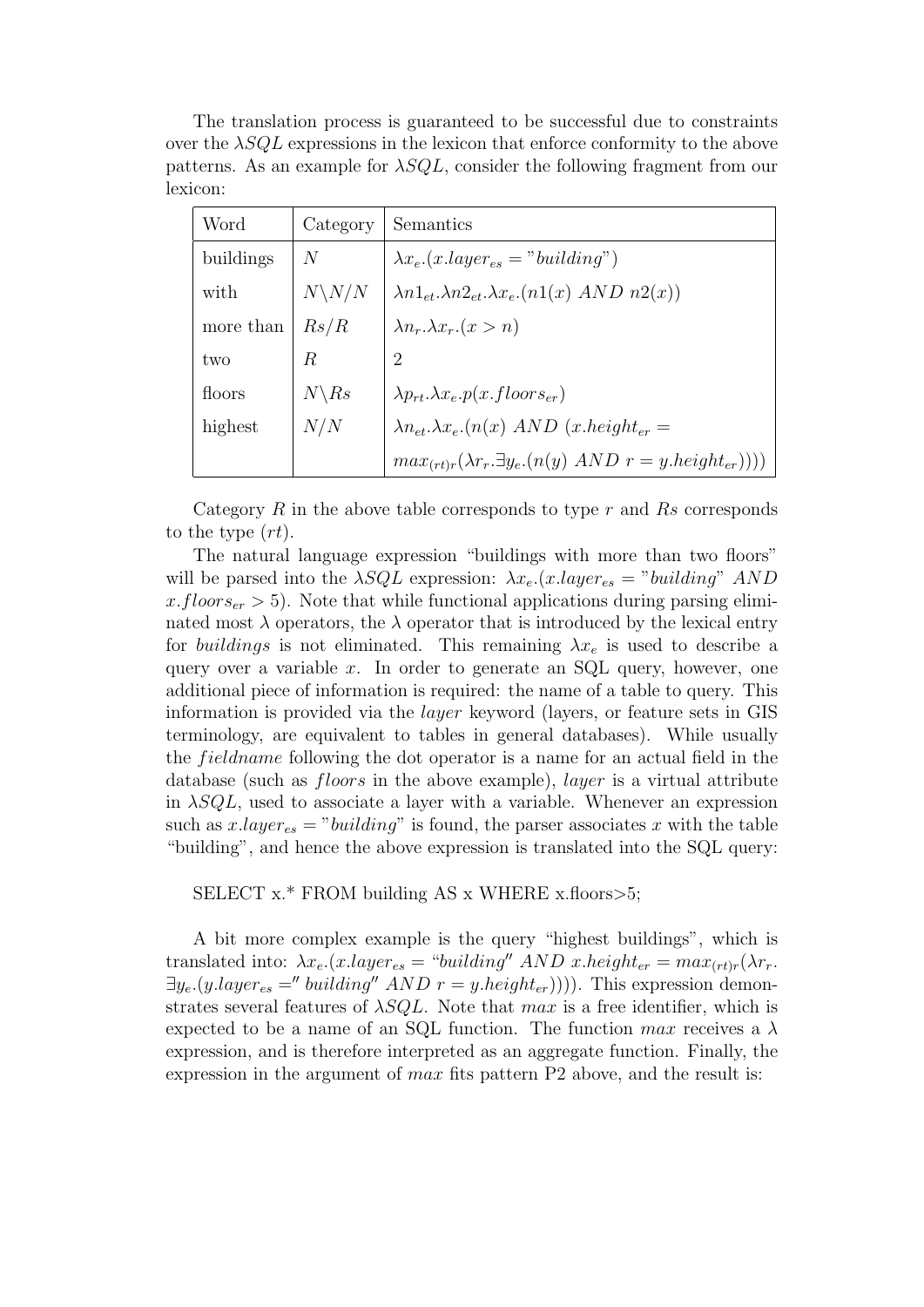The translation process is guaranteed to be successful due to constraints over the $\lambda SQL$ expressions in the lexicon that enforce conformity to the above patterns. As an example for $\lambda SQL$, consider the following fragment from our lexicon:

| Word | Category | Semantics |
|---|---|---|
| buildings | $N$ | $\lambda x_e.(x.layer_{es} = "building")$ |
| with | $N \backslash N/N$ | $\lambda n1_{et}.\lambda n2_{et}.\lambda x_e.(n1(x)\ AND\ n2(x))$ |
| more than | $Rs/R$ | $\lambda n_r.\lambda x_r.(x > n)$ |
| two | $R$ | 2 |
| floors | $N \backslash Rs$ | $\lambda p_{rt}.\lambda x_e.p(x.floors_{er})$ |
| highest | $N/N$ | $\lambda n_{et}.\lambda x_e.(n(x)\ AND\ (x.height_{er} =$ |
| | | $max_{(rt)r}(\lambda r_r.\exists y_e.(n(y)\ AND\ r = y.height_{er}))))$ |

Category $R$ in the above table corresponds to type $r$ and $Rs$ corresponds to the type $(rt)$.

The natural language expression "buildings with more than two floors" will be parsed into the $\lambda SQL$ expression: $\lambda x_e.(x.layer_{es} = "building"\ AND\ x.floors_{er} > 5)$. Note that while functional applications during parsing eliminated most $\lambda$ operators, the $\lambda$ operator that is introduced by the lexical entry for *buildings* is not eliminated. This remaining $\lambda x_e$ is used to describe a query over a variable $x$. In order to generate an SQL query, however, one additional piece of information is required: the name of a table to query. This information is provided via the *layer* keyword (layers, or feature sets in GIS terminology, are equivalent to tables in general databases). While usually the *fieldname* following the dot operator is a name for an actual field in the database (such as *floors* in the above example), *layer* is a virtual attribute in $\lambda SQL$, used to associate a layer with a variable. Whenever an expression such as $x.layer_{es} = "building"$ is found, the parser associates $x$ with the table "building", and hence the above expression is translated into the SQL query:

SELECT x.* FROM building AS x WHERE x.floors>5;

A bit more complex example is the query "highest buildings", which is translated into: $\lambda x_e.(x.layer_{es} = \text{"}building\text{"}\ AND\ x.height_{er} = max_{(rt)r}(\lambda r_r.\ \exists y_e.(y.layer_{es} = \text{"}\ building\text{"}\ AND\ r = y.height_{er}))))$. This expression demonstrates several features of $\lambda SQL$. Note that *max* is a free identifier, which is expected to be a name of an SQL function. The function *max* receives a $\lambda$ expression, and is therefore interpreted as an aggregate function. Finally, the expression in the argument of *max* fits pattern P2 above, and the result is: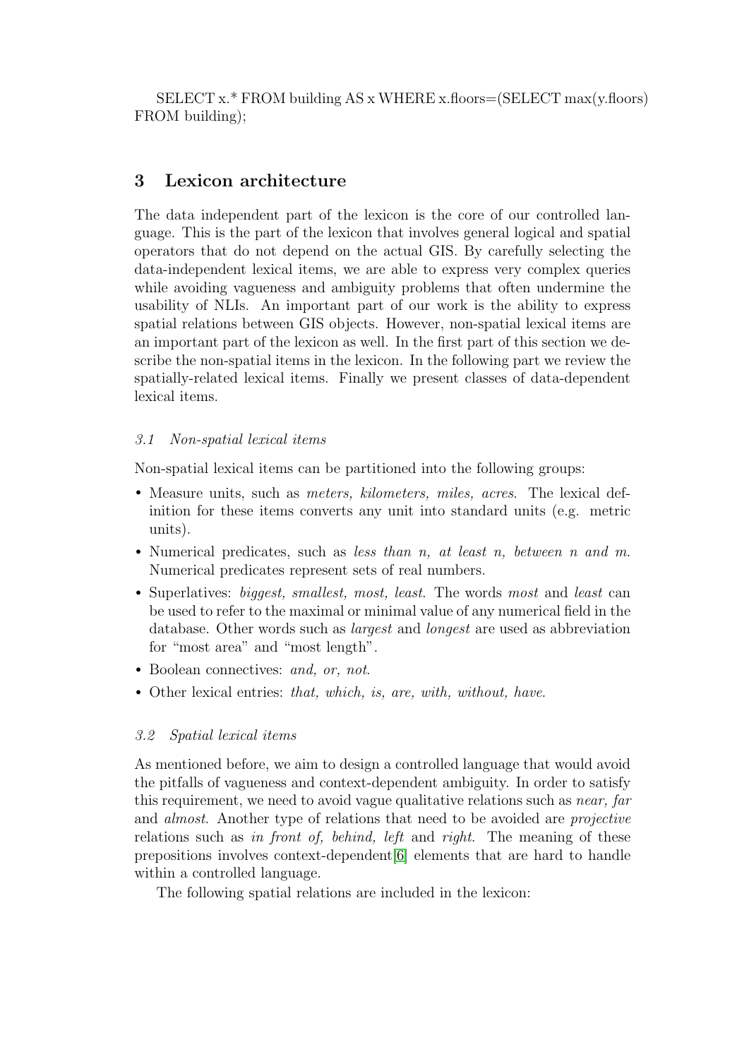SELECT x.* FROM building AS x WHERE x.floors=(SELECT max(y.floors) FROM building);

## 3 Lexicon architecture

The data independent part of the lexicon is the core of our controlled language. This is the part of the lexicon that involves general logical and spatial operators that do not depend on the actual GIS. By carefully selecting the data-independent lexical items, we are able to express very complex queries while avoiding vagueness and ambiguity problems that often undermine the usability of NLIs. An important part of our work is the ability to express spatial relations between GIS objects. However, non-spatial lexical items are an important part of the lexicon as well. In the first part of this section we describe the non-spatial items in the lexicon. In the following part we review the spatially-related lexical items. Finally we present classes of data-dependent lexical items.

### *3.1 Non-spatial lexical items*

Non-spatial lexical items can be partitioned into the following groups:

- Measure units, such as *meters, kilometers, miles, acres*. The lexical definition for these items converts any unit into standard units (e.g. metric units).
- Numerical predicates, such as *less than n, at least n, between n and m*. Numerical predicates represent sets of real numbers.
- Superlatives: *biggest, smallest, most, least*. The words *most* and *least* can be used to refer to the maximal or minimal value of any numerical field in the database. Other words such as *largest* and *longest* are used as abbreviation for "most area" and "most length".
- Boolean connectives: *and, or, not*.
- Other lexical entries: *that, which, is, are, with, without, have*.

### *3.2 Spatial lexical items*

As mentioned before, we aim to design a controlled language that would avoid the pitfalls of vagueness and context-dependent ambiguity. In order to satisfy this requirement, we need to avoid vague qualitative relations such as *near, far* and *almost*. Another type of relations that need to be avoided are *projective* relations such as *in front of, behind, left* and *right*. The meaning of these prepositions involves context-dependent[6] elements that are hard to handle within a controlled language.

The following spatial relations are included in the lexicon: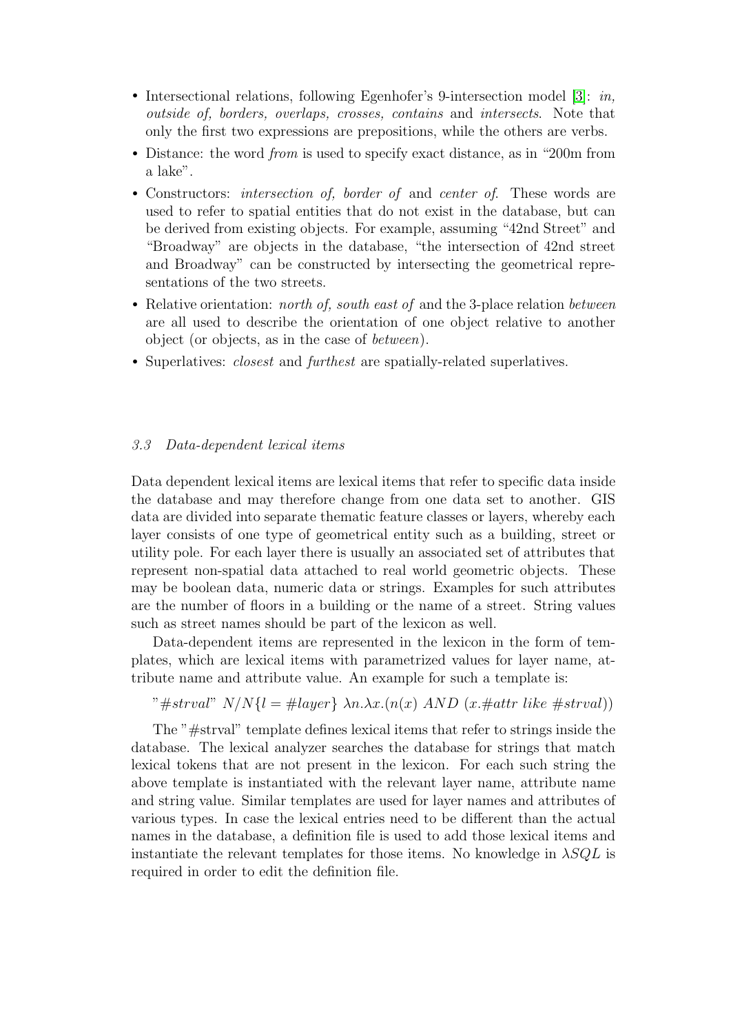- Intersectional relations, following Egenhofer's 9-intersection model [3]: *in, outside of, borders, overlaps, crosses, contains* and *intersects*. Note that only the first two expressions are prepositions, while the others are verbs.
- Distance: the word *from* is used to specify exact distance, as in "200m from a lake".
- Constructors: *intersection of, border of* and *center of*. These words are used to refer to spatial entities that do not exist in the database, but can be derived from existing objects. For example, assuming "42nd Street" and "Broadway" are objects in the database, "the intersection of 42nd street and Broadway" can be constructed by intersecting the geometrical representations of the two streets.
- Relative orientation: *north of, south east of* and the 3-place relation *between* are all used to describe the orientation of one object relative to another object (or objects, as in the case of *between*).
- Superlatives: *closest* and *furthest* are spatially-related superlatives.

### *3.3 Data-dependent lexical items*

Data dependent lexical items are lexical items that refer to specific data inside the database and may therefore change from one data set to another. GIS data are divided into separate thematic feature classes or layers, whereby each layer consists of one type of geometrical entity such as a building, street or utility pole. For each layer there is usually an associated set of attributes that represent non-spatial data attached to real world geometric objects. These may be boolean data, numeric data or strings. Examples for such attributes are the number of floors in a building or the name of a street. String values such as street names should be part of the lexicon as well.

Data-dependent items are represented in the lexicon in the form of templates, which are lexical items with parametrized values for layer name, attribute name and attribute value. An example for such a template is:

$$\text{"}\#strval\text{"}\ N/N\{l = \#layer\}\ \lambda n.\lambda x.(n(x)\ AND\ (x.\#attr\ like\ \#strval))$$

The "#strval" template defines lexical items that refer to strings inside the database. The lexical analyzer searches the database for strings that match lexical tokens that are not present in the lexicon. For each such string the above template is instantiated with the relevant layer name, attribute name and string value. Similar templates are used for layer names and attributes of various types. In case the lexical entries need to be different than the actual names in the database, a definition file is used to add those lexical items and instantiate the relevant templates for those items. No knowledge in $\lambda SQL$ is required in order to edit the definition file.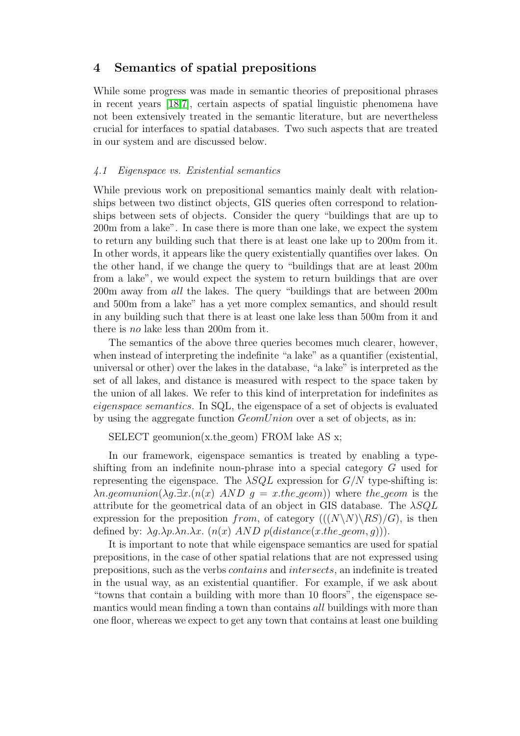## 4 Semantics of spatial prepositions

While some progress was made in semantic theories of prepositional phrases in recent years [18,7], certain aspects of spatial linguistic phenomena have not been extensively treated in the semantic literature, but are nevertheless crucial for interfaces to spatial databases. Two such aspects that are treated in our system and are discussed below.

### *4.1 Eigenspace vs. Existential semantics*

While previous work on prepositional semantics mainly dealt with relationships between two distinct objects, GIS queries often correspond to relationships between sets of objects. Consider the query "buildings that are up to 200m from a lake". In case there is more than one lake, we expect the system to return any building such that there is at least one lake up to 200m from it. In other words, it appears like the query existentially quantifies over lakes. On the other hand, if we change the query to "buildings that are at least 200m from a lake", we would expect the system to return buildings that are over 200m away from *all* the lakes. The query "buildings that are between 200m and 500m from a lake" has a yet more complex semantics, and should result in any building such that there is at least one lake less than 500m from it and there is *no* lake less than 200m from it.

The semantics of the above three queries becomes much clearer, however, when instead of interpreting the indefinite "a lake" as a quantifier (existential, universal or other) over the lakes in the database, "a lake" is interpreted as the set of all lakes, and distance is measured with respect to the space taken by the union of all lakes. We refer to this kind of interpretation for indefinites as *eigenspace semantics*. In SQL, the eigenspace of a set of objects is evaluated by using the aggregate function *GeomUnion* over a set of objects, as in:

SELECT geomunion(x.the_geom) FROM lake AS x;

In our framework, eigenspace semantics is treated by enabling a type-shifting from an indefinite noun-phrase into a special category $G$ used for representing the eigenspace. The $\lambda SQL$ expression for $G/N$ type-shifting is: $\lambda n.geomunion(\lambda g.\exists x.(n(x)\ AND\ g = x.the\_geom))$ where $the\_geom$ is the attribute for the geometrical data of an object in GIS database. The $\lambda SQL$ expression for the preposition $from$, of category $(((N\backslash N)\backslash RS)/G)$, is then defined by: $\lambda g.\lambda p.\lambda n.\lambda x.\ (n(x)\ AND\ p(distance(x.the\_geom, g)))$.

It is important to note that while eigenspace semantics are used for spatial prepositions, in the case of other spatial relations that are not expressed using prepositions, such as the verbs *contains* and *intersects*, an indefinite is treated in the usual way, as an existential quantifier. For example, if we ask about "towns that contain a building with more than 10 floors", the eigenspace semantics would mean finding a town than contains *all* buildings with more than one floor, whereas we expect to get any town that contains at least one building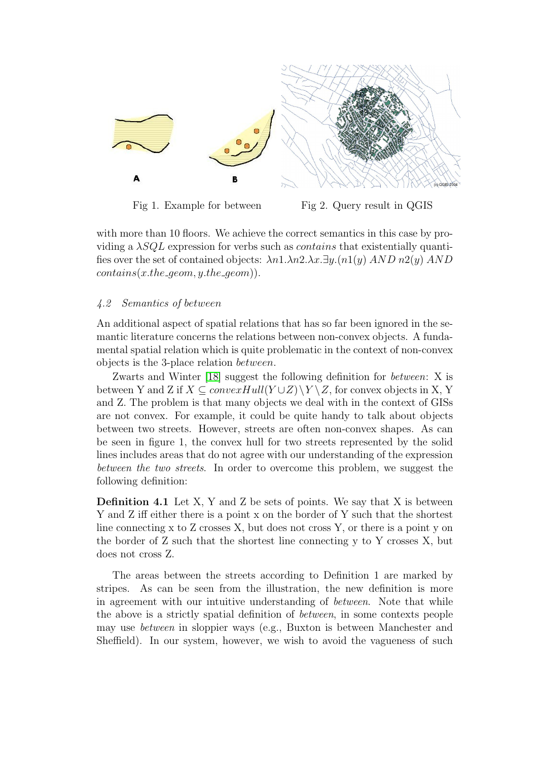Fig 1. Example for between

Fig 2. Query result in QGIS

with more than 10 floors. We achieve the correct semantics in this case by providing a $\lambda SQL$ expression for verbs such as *contains* that existentially quantifies over the set of contained objects: $\lambda n1.\lambda n2.\lambda x.\exists y.(n1(y)\ AND\ n2(y)\ AND\ contains(x.the\_geom, y.the\_geom))$.

### *4.2 Semantics of between*

An additional aspect of spatial relations that has so far been ignored in the semantic literature concerns the relations between non-convex objects. A fundamental spatial relation which is quite problematic in the context of non-convex objects is the 3-place relation *between*.

Zwarts and Winter [18] suggest the following definition for *between*: X is between Y and Z if $X \subseteq convexHull(Y \cup Z) \setminus Y \setminus Z$, for convex objects in X, Y and Z. The problem is that many objects we deal with in the context of GISs are not convex. For example, it could be quite handy to talk about objects between two streets. However, streets are often non-convex shapes. As can be seen in figure 1, the convex hull for two streets represented by the solid lines includes areas that do not agree with our understanding of the expression *between the two streets*. In order to overcome this problem, we suggest the following definition:

**Definition 4.1** Let X, Y and Z be sets of points. We say that X is between Y and Z iff either there is a point x on the border of Y such that the shortest line connecting x to Z crosses X, but does not cross Y, or there is a point y on the border of Z such that the shortest line connecting y to Y crosses X, but does not cross Z.

The areas between the streets according to Definition 1 are marked by stripes. As can be seen from the illustration, the new definition is more in agreement with our intuitive understanding of *between*. Note that while the above is a strictly spatial definition of *between*, in some contexts people may use *between* in sloppier ways (e.g., Buxton is between Manchester and Sheffield). In our system, however, we wish to avoid the vagueness of such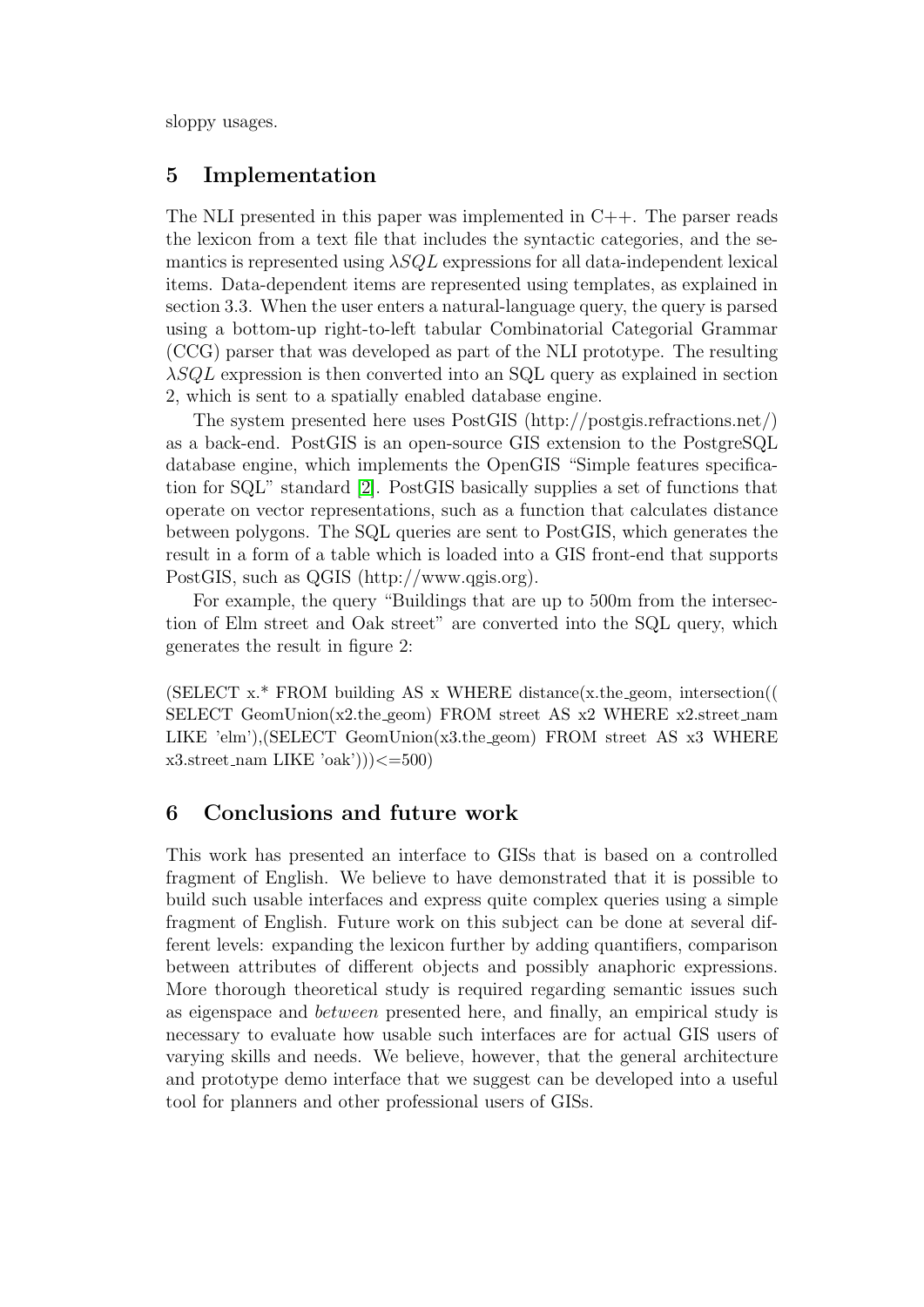sloppy usages.

## 5 Implementation

The NLI presented in this paper was implemented in C++. The parser reads the lexicon from a text file that includes the syntactic categories, and the semantics is represented using $\lambda SQL$ expressions for all data-independent lexical items. Data-dependent items are represented using templates, as explained in section 3.3. When the user enters a natural-language query, the query is parsed using a bottom-up right-to-left tabular Combinatorial Categorial Grammar (CCG) parser that was developed as part of the NLI prototype. The resulting $\lambda SQL$ expression is then converted into an SQL query as explained in section 2, which is sent to a spatially enabled database engine.

The system presented here uses PostGIS (http://postgis.refractions.net/) as a back-end. PostGIS is an open-source GIS extension to the PostgreSQL database engine, which implements the OpenGIS "Simple features specification for SQL" standard [2]. PostGIS basically supplies a set of functions that operate on vector representations, such as a function that calculates distance between polygons. The SQL queries are sent to PostGIS, which generates the result in a form of a table which is loaded into a GIS front-end that supports PostGIS, such as QGIS (http://www.qgis.org).

For example, the query "Buildings that are up to 500m from the intersection of Elm street and Oak street" are converted into the SQL query, which generates the result in figure 2:

(SELECT x.* FROM building AS x WHERE distance(x.the_geom, intersection(( SELECT GeomUnion(x2.the_geom) FROM street AS x2 WHERE x2.street_nam LIKE 'elm'),(SELECT GeomUnion(x3.the_geom) FROM street AS x3 WHERE x3.street_nam LIKE 'oak')))<=500)

## 6 Conclusions and future work

This work has presented an interface to GISs that is based on a controlled fragment of English. We believe to have demonstrated that it is possible to build such usable interfaces and express quite complex queries using a simple fragment of English. Future work on this subject can be done at several different levels: expanding the lexicon further by adding quantifiers, comparison between attributes of different objects and possibly anaphoric expressions. More thorough theoretical study is required regarding semantic issues such as eigenspace and *between* presented here, and finally, an empirical study is necessary to evaluate how usable such interfaces are for actual GIS users of varying skills and needs. We believe, however, that the general architecture and prototype demo interface that we suggest can be developed into a useful tool for planners and other professional users of GISs.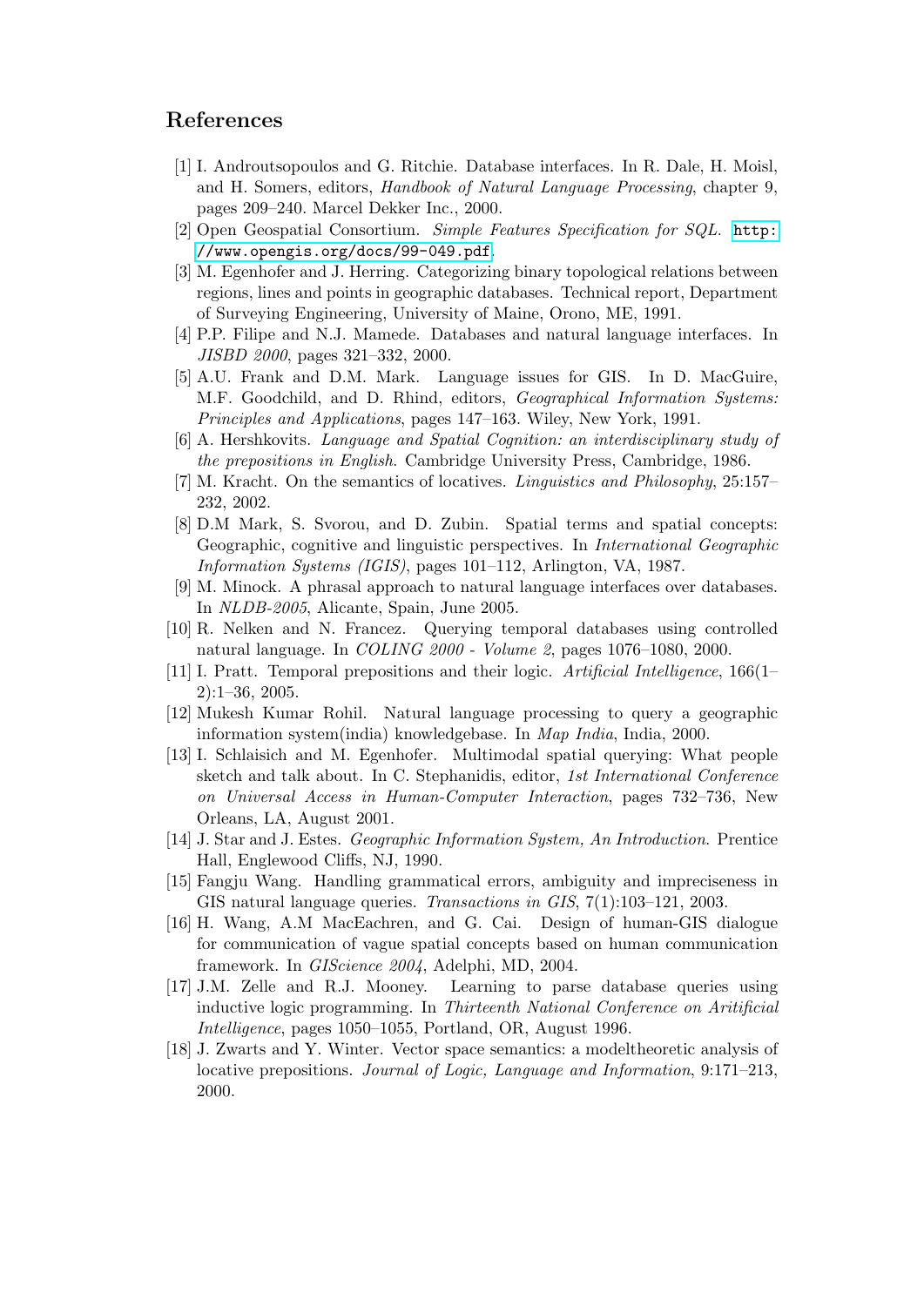## References

[1] I. Androutsopoulos and G. Ritchie. Database interfaces. In R. Dale, H. Moisl, and H. Somers, editors, *Handbook of Natural Language Processing*, chapter 9, pages 209–240. Marcel Dekker Inc., 2000.

[2] Open Geospatial Consortium. *Simple Features Specification for SQL*. http://www.opengis.org/docs/99-049.pdf.

[3] M. Egenhofer and J. Herring. Categorizing binary topological relations between regions, lines and points in geographic databases. Technical report, Department of Surveying Engineering, University of Maine, Orono, ME, 1991.

[4] P.P. Filipe and N.J. Mamede. Databases and natural language interfaces. In *JISBD 2000*, pages 321–332, 2000.

[5] A.U. Frank and D.M. Mark. Language issues for GIS. In D. MacGuire, M.F. Goodchild, and D. Rhind, editors, *Geographical Information Systems: Principles and Applications*, pages 147–163. Wiley, New York, 1991.

[6] A. Hershkovits. *Language and Spatial Cognition: an interdisciplinary study of the prepositions in English*. Cambridge University Press, Cambridge, 1986.

[7] M. Kracht. On the semantics of locatives. *Linguistics and Philosophy*, 25:157–232, 2002.

[8] D.M Mark, S. Svorou, and D. Zubin. Spatial terms and spatial concepts: Geographic, cognitive and linguistic perspectives. In *International Geographic Information Systems (IGIS)*, pages 101–112, Arlington, VA, 1987.

[9] M. Minock. A phrasal approach to natural language interfaces over databases. In *NLDB-2005*, Alicante, Spain, June 2005.

[10] R. Nelken and N. Francez. Querying temporal databases using controlled natural language. In *COLING 2000 - Volume 2*, pages 1076–1080, 2000.

[11] I. Pratt. Temporal prepositions and their logic. *Artificial Intelligence*, 166(1–2):1–36, 2005.

[12] Mukesh Kumar Rohil. Natural language processing to query a geographic information system(india) knowledgebase. In *Map India*, India, 2000.

[13] I. Schlaisich and M. Egenhofer. Multimodal spatial querying: What people sketch and talk about. In C. Stephanidis, editor, *1st International Conference on Universal Access in Human-Computer Interaction*, pages 732–736, New Orleans, LA, August 2001.

[14] J. Star and J. Estes. *Geographic Information System, An Introduction*. Prentice Hall, Englewood Cliffs, NJ, 1990.

[15] Fangju Wang. Handling grammatical errors, ambiguity and impreciseness in GIS natural language queries. *Transactions in GIS*, 7(1):103–121, 2003.

[16] H. Wang, A.M MacEachren, and G. Cai. Design of human-GIS dialogue for communication of vague spatial concepts based on human communication framework. In *GIScience 2004*, Adelphi, MD, 2004.

[17] J.M. Zelle and R.J. Mooney. Learning to parse database queries using inductive logic programming. In *Thirteenth National Conference on Aritificial Intelligence*, pages 1050–1055, Portland, OR, August 1996.

[18] J. Zwarts and Y. Winter. Vector space semantics: a modeltheoretic analysis of locative prepositions. *Journal of Logic, Language and Information*, 9:171–213, 2000.